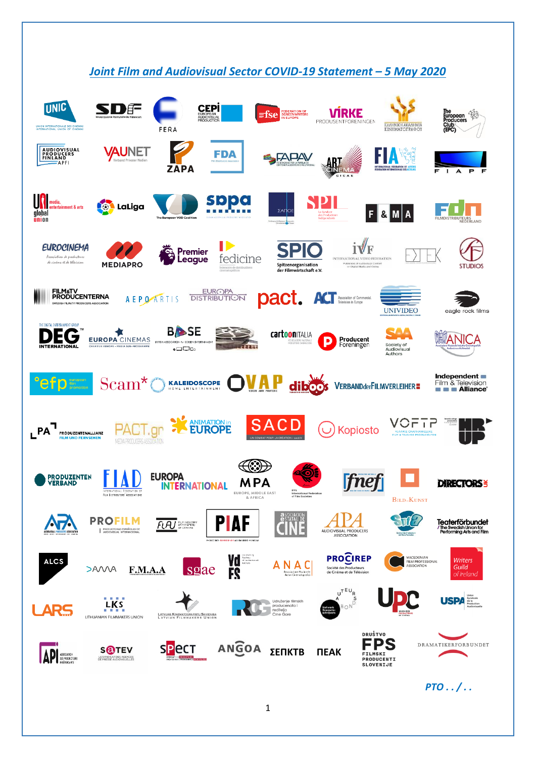## *Joint Film and Audiovisual Sector COVID-19 Statement – 5 May 2020*

*PTO . . / . .*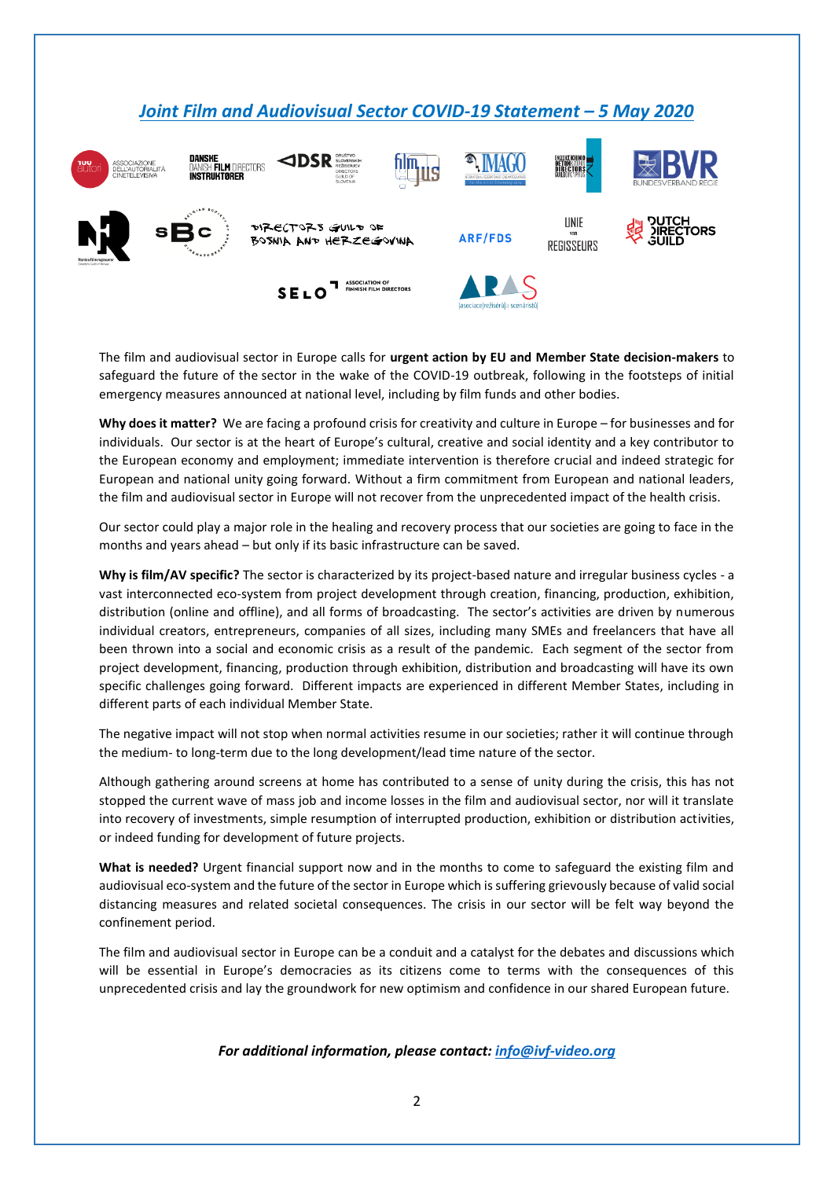## *Joint Film and Audiovisual Sector COVID-19 Statement – 5 May 2020*

The film and audiovisual sector in Europe calls for **urgent action by EU and Member State decision-makers** to safeguard the future of the sector in the wake of the COVID-19 outbreak, following in the footsteps of initial emergency measures announced at national level, including by film funds and other bodies.

**Why does it matter?** We are facing a profound crisis for creativity and culture in Europe – for businesses and for individuals. Our sector is at the heart of Europe's cultural, creative and social identity and a key contributor to the European economy and employment; immediate intervention is therefore crucial and indeed strategic for European and national unity going forward. Without a firm commitment from European and national leaders, the film and audiovisual sector in Europe will not recover from the unprecedented impact of the health crisis.

Our sector could play a major role in the healing and recovery process that our societies are going to face in the months and years ahead – but only if its basic infrastructure can be saved.

**Why is film/AV specific?** The sector is characterized by its project-based nature and irregular business cycles - a vast interconnected eco-system from project development through creation, financing, production, exhibition, distribution (online and offline), and all forms of broadcasting. The sector's activities are driven by numerous individual creators, entrepreneurs, companies of all sizes, including many SMEs and freelancers that have all been thrown into a social and economic crisis as a result of the pandemic. Each segment of the sector from project development, financing, production through exhibition, distribution and broadcasting will have its own specific challenges going forward. Different impacts are experienced in different Member States, including in different parts of each individual Member State.

The negative impact will not stop when normal activities resume in our societies; rather it will continue through the medium- to long-term due to the long development/lead time nature of the sector.

Although gathering around screens at home has contributed to a sense of unity during the crisis, this has not stopped the current wave of mass job and income losses in the film and audiovisual sector, nor will it translate into recovery of investments, simple resumption of interrupted production, exhibition or distribution activities, or indeed funding for development of future projects.

**What is needed?** Urgent financial support now and in the months to come to safeguard the existing film and audiovisual eco-system and the future of the sector in Europe which is suffering grievously because of valid social distancing measures and related societal consequences. The crisis in our sector will be felt way beyond the confinement period.

The film and audiovisual sector in Europe can be a conduit and a catalyst for the debates and discussions which will be essential in Europe's democracies as its citizens come to terms with the consequences of this unprecedented crisis and lay the groundwork for new optimism and confidence in our shared European future.

***For additional information, please contact: info@ivf-video.org***